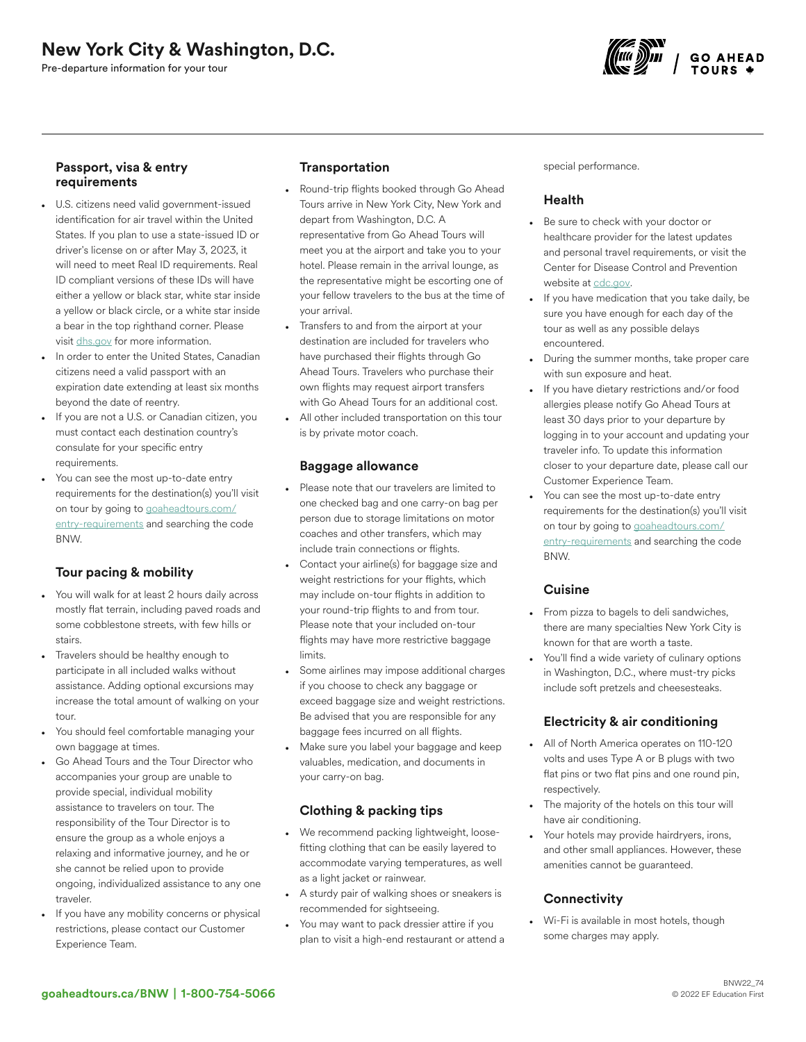# New York City & Washington, D.C.

Pre-departure information for your tour

## Passport, visa & entry requirements

- U.S. citizens need valid government-issued identification for air travel within the United States. If you plan to use a state-issued ID or driver's license on or after May 3, 2023, it will need to meet Real ID requirements. Real ID compliant versions of these IDs will have either a yellow or black star, white star inside a yellow or black circle, or a white star inside a bear in the top righthand corner. Please visit dhs.gov for more information.
- In order to enter the United States, Canadian citizens need a valid passport with an expiration date extending at least six months beyond the date of reentry.
- If you are not a U.S. or Canadian citizen, you must contact each destination country's consulate for your specific entry requirements.
- You can see the most up-to-date entry requirements for the destination(s) you'll visit on tour by going to goaheadtours.com/entry-requirements and searching the code BNW.

## Tour pacing & mobility

- You will walk for at least 2 hours daily across mostly flat terrain, including paved roads and some cobblestone streets, with few hills or stairs.
- Travelers should be healthy enough to participate in all included walks without assistance. Adding optional excursions may increase the total amount of walking on your tour.
- You should feel comfortable managing your own baggage at times.
- Go Ahead Tours and the Tour Director who accompanies your group are unable to provide special, individual mobility assistance to travelers on tour. The responsibility of the Tour Director is to ensure the group as a whole enjoys a relaxing and informative journey, and he or she cannot be relied upon to provide ongoing, individualized assistance to any one traveler.
- If you have any mobility concerns or physical restrictions, please contact our Customer Experience Team.

## Transportation

- Round-trip flights booked through Go Ahead Tours arrive in New York City, New York and depart from Washington, D.C. A representative from Go Ahead Tours will meet you at the airport and take you to your hotel. Please remain in the arrival lounge, as the representative might be escorting one of your fellow travelers to the bus at the time of your arrival.
- Transfers to and from the airport at your destination are included for travelers who have purchased their flights through Go Ahead Tours. Travelers who purchase their own flights may request airport transfers with Go Ahead Tours for an additional cost.
- All other included transportation on this tour is by private motor coach.

## Baggage allowance

- Please note that our travelers are limited to one checked bag and one carry-on bag per person due to storage limitations on motor coaches and other transfers, which may include train connections or flights.
- Contact your airline(s) for baggage size and weight restrictions for your flights, which may include on-tour flights in addition to your round-trip flights to and from tour. Please note that your included on-tour flights may have more restrictive baggage limits.
- Some airlines may impose additional charges if you choose to check any baggage or exceed baggage size and weight restrictions. Be advised that you are responsible for any baggage fees incurred on all flights.
- Make sure you label your baggage and keep valuables, medication, and documents in your carry-on bag.

## Clothing & packing tips

- We recommend packing lightweight, loose-fitting clothing that can be easily layered to accommodate varying temperatures, as well as a light jacket or rainwear.
- A sturdy pair of walking shoes or sneakers is recommended for sightseeing.
- You may want to pack dressier attire if you plan to visit a high-end restaurant or attend a special performance.

## Health

- Be sure to check with your doctor or healthcare provider for the latest updates and personal travel requirements, or visit the Center for Disease Control and Prevention website at cdc.gov.
- If you have medication that you take daily, be sure you have enough for each day of the tour as well as any possible delays encountered.
- During the summer months, take proper care with sun exposure and heat.
- If you have dietary restrictions and/or food allergies please notify Go Ahead Tours at least 30 days prior to your departure by logging in to your account and updating your traveler info. To update this information closer to your departure date, please call our Customer Experience Team.
- You can see the most up-to-date entry requirements for the destination(s) you'll visit on tour by going to goaheadtours.com/entry-requirements and searching the code BNW.

## Cuisine

- From pizza to bagels to deli sandwiches, there are many specialties New York City is known for that are worth a taste.
- You'll find a wide variety of culinary options in Washington, D.C., where must-try picks include soft pretzels and cheesesteaks.

## Electricity & air conditioning

- All of North America operates on 110-120 volts and uses Type A or B plugs with two flat pins or two flat pins and one round pin, respectively.
- The majority of the hotels on this tour will have air conditioning.
- Your hotels may provide hairdryers, irons, and other small appliances. However, these amenities cannot be guaranteed.

## Connectivity

- Wi-Fi is available in most hotels, though some charges may apply.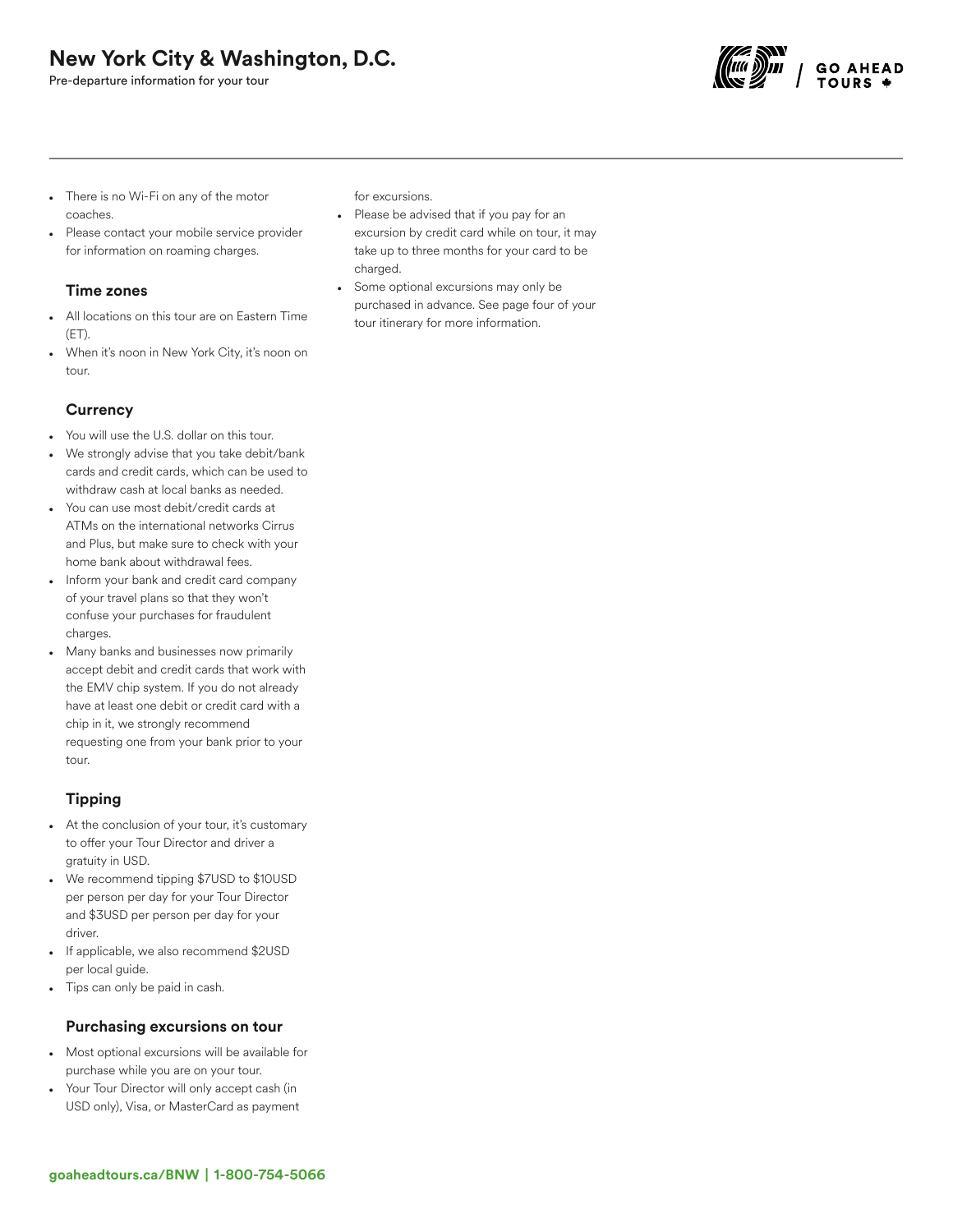- There is no Wi-Fi on any of the motor coaches.
- Please contact your mobile service provider for information on roaming charges.

### Time zones

- All locations on this tour are on Eastern Time (ET).
- When it's noon in New York City, it's noon on tour.

### Currency

- You will use the U.S. dollar on this tour.
- We strongly advise that you take debit/bank cards and credit cards, which can be used to withdraw cash at local banks as needed.
- You can use most debit/credit cards at ATMs on the international networks Cirrus and Plus, but make sure to check with your home bank about withdrawal fees.
- Inform your bank and credit card company of your travel plans so that they won't confuse your purchases for fraudulent charges.
- Many banks and businesses now primarily accept debit and credit cards that work with the EMV chip system. If you do not already have at least one debit or credit card with a chip in it, we strongly recommend requesting one from your bank prior to your tour.

### Tipping

- At the conclusion of your tour, it's customary to offer your Tour Director and driver a gratuity in USD.
- We recommend tipping $7USD to $10USD per person per day for your Tour Director and $3USD per person per day for your driver.
- If applicable, we also recommend $2USD per local guide.
- Tips can only be paid in cash.

### Purchasing excursions on tour

- Most optional excursions will be available for purchase while you are on your tour.
- Your Tour Director will only accept cash (in USD only), Visa, or MasterCard as payment for excursions.
- Please be advised that if you pay for an excursion by credit card while on tour, it may take up to three months for your card to be charged.
- Some optional excursions may only be purchased in advance. See page four of your tour itinerary for more information.